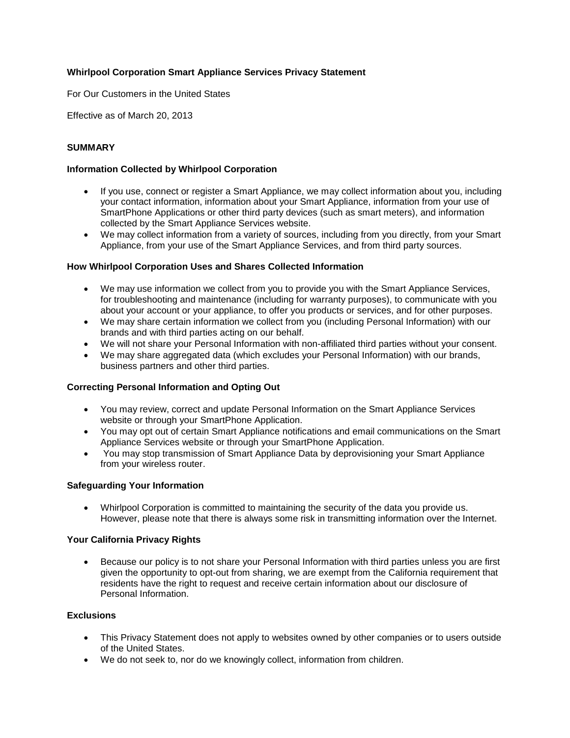# Whirlpool Corporation Smart Appliance Services Privacy Statement

For Our Customers in the United States

Effective as of March 20, 2013

## SUMMARY

### Information Collected by Whirlpool Corporation

- If you use, connect or register a Smart Appliance, we may collect information about you, including your contact information, information about your Smart Appliance, information from your use of SmartPhone Applications or other third party devices (such as smart meters), and information collected by the Smart Appliance Services website.
- We may collect information from a variety of sources, including from you directly, from your Smart Appliance, from your use of the Smart Appliance Services, and from third party sources.

### How Whirlpool Corporation Uses and Shares Collected Information

- We may use information we collect from you to provide you with the Smart Appliance Services, for troubleshooting and maintenance (including for warranty purposes), to communicate with you about your account or your appliance, to offer you products or services, and for other purposes.
- We may share certain information we collect from you (including Personal Information) with our brands and with third parties acting on our behalf.
- We will not share your Personal Information with non-affiliated third parties without your consent.
- We may share aggregated data (which excludes your Personal Information) with our brands, business partners and other third parties.

### Correcting Personal Information and Opting Out

- You may review, correct and update Personal Information on the Smart Appliance Services website or through your SmartPhone Application.
- You may opt out of certain Smart Appliance notifications and email communications on the Smart Appliance Services website or through your SmartPhone Application.
- You may stop transmission of Smart Appliance Data by deprovisioning your Smart Appliance from your wireless router.

### Safeguarding Your Information

- Whirlpool Corporation is committed to maintaining the security of the data you provide us. However, please note that there is always some risk in transmitting information over the Internet.

### Your California Privacy Rights

- Because our policy is to not share your Personal Information with third parties unless you are first given the opportunity to opt-out from sharing, we are exempt from the California requirement that residents have the right to request and receive certain information about our disclosure of Personal Information.

### Exclusions

- This Privacy Statement does not apply to websites owned by other companies or to users outside of the United States.
- We do not seek to, nor do we knowingly collect, information from children.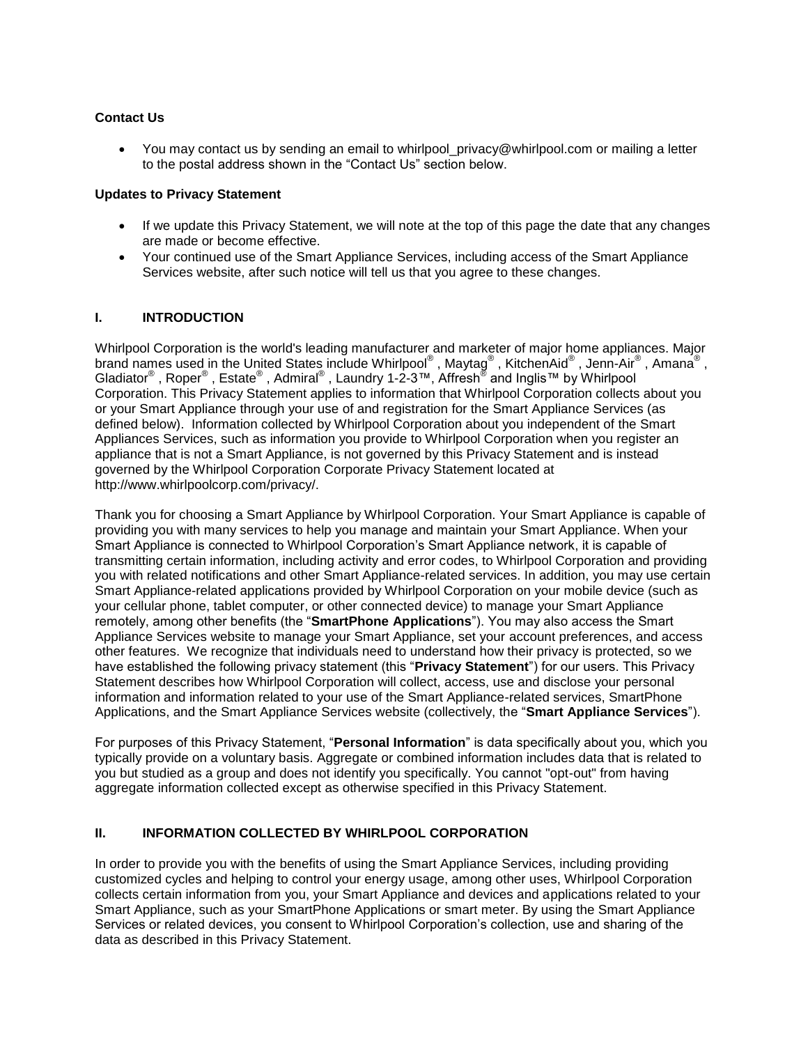**Contact Us**

- You may contact us by sending an email to whirlpool_privacy@whirlpool.com or mailing a letter to the postal address shown in the “Contact Us” section below.

**Updates to Privacy Statement**

- If we update this Privacy Statement, we will note at the top of this page the date that any changes are made or become effective.
- Your continued use of the Smart Appliance Services, including access of the Smart Appliance Services website, after such notice will tell us that you agree to these changes.

## I. INTRODUCTION

Whirlpool Corporation is the world's leading manufacturer and marketer of major home appliances. Major brand names used in the United States include Whirlpool®, Maytag®, KitchenAid®, Jenn-Air®, Amana®, Gladiator®, Roper®, Estate®, Admiral®, Laundry 1-2-3™, Affresh® and Inglis™ by Whirlpool Corporation. This Privacy Statement applies to information that Whirlpool Corporation collects about you or your Smart Appliance through your use of and registration for the Smart Appliance Services (as defined below). Information collected by Whirlpool Corporation about you independent of the Smart Appliances Services, such as information you provide to Whirlpool Corporation when you register an appliance that is not a Smart Appliance, is not governed by this Privacy Statement and is instead governed by the Whirlpool Corporation Corporate Privacy Statement located at http://www.whirlpoolcorp.com/privacy/.

Thank you for choosing a Smart Appliance by Whirlpool Corporation. Your Smart Appliance is capable of providing you with many services to help you manage and maintain your Smart Appliance. When your Smart Appliance is connected to Whirlpool Corporation’s Smart Appliance network, it is capable of transmitting certain information, including activity and error codes, to Whirlpool Corporation and providing you with related notifications and other Smart Appliance-related services. In addition, you may use certain Smart Appliance-related applications provided by Whirlpool Corporation on your mobile device (such as your cellular phone, tablet computer, or other connected device) to manage your Smart Appliance remotely, among other benefits (the “**SmartPhone Applications**”). You may also access the Smart Appliance Services website to manage your Smart Appliance, set your account preferences, and access other features. We recognize that individuals need to understand how their privacy is protected, so we have established the following privacy statement (this “**Privacy Statement**”) for our users. This Privacy Statement describes how Whirlpool Corporation will collect, access, use and disclose your personal information and information related to your use of the Smart Appliance-related services, SmartPhone Applications, and the Smart Appliance Services website (collectively, the “**Smart Appliance Services**”).

For purposes of this Privacy Statement, “**Personal Information**” is data specifically about you, which you typically provide on a voluntary basis. Aggregate or combined information includes data that is related to you but studied as a group and does not identify you specifically. You cannot "opt-out" from having aggregate information collected except as otherwise specified in this Privacy Statement.

## II. INFORMATION COLLECTED BY WHIRLPOOL CORPORATION

In order to provide you with the benefits of using the Smart Appliance Services, including providing customized cycles and helping to control your energy usage, among other uses, Whirlpool Corporation collects certain information from you, your Smart Appliance and devices and applications related to your Smart Appliance, such as your SmartPhone Applications or smart meter. By using the Smart Appliance Services or related devices, you consent to Whirlpool Corporation’s collection, use and sharing of the data as described in this Privacy Statement.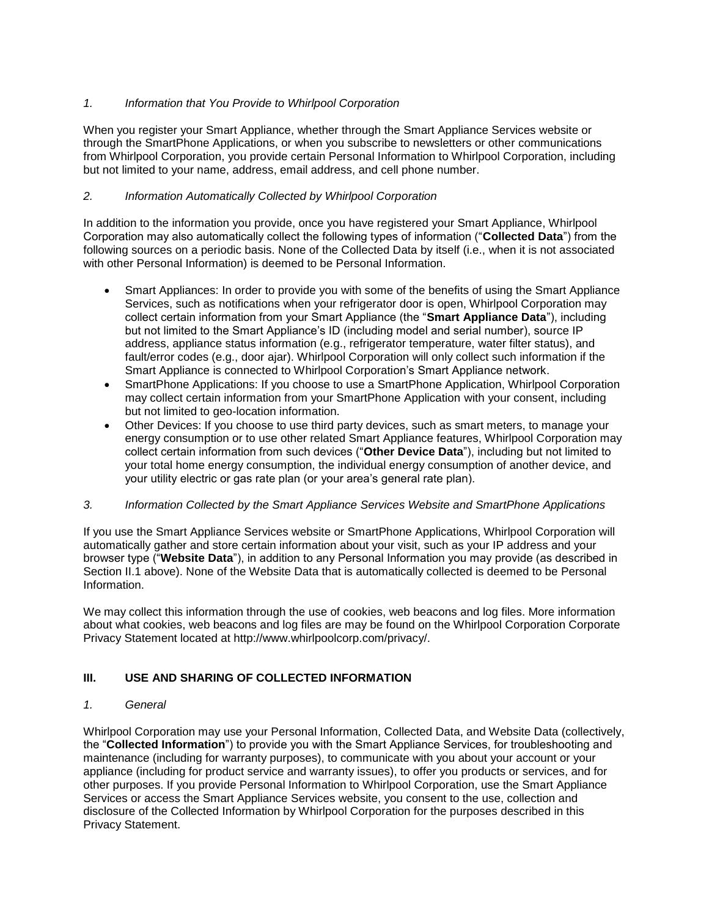*1. Information that You Provide to Whirlpool Corporation*

When you register your Smart Appliance, whether through the Smart Appliance Services website or through the SmartPhone Applications, or when you subscribe to newsletters or other communications from Whirlpool Corporation, you provide certain Personal Information to Whirlpool Corporation, including but not limited to your name, address, email address, and cell phone number.

*2. Information Automatically Collected by Whirlpool Corporation*

In addition to the information you provide, once you have registered your Smart Appliance, Whirlpool Corporation may also automatically collect the following types of information ("**Collected Data**") from the following sources on a periodic basis. None of the Collected Data by itself (i.e., when it is not associated with other Personal Information) is deemed to be Personal Information.

- Smart Appliances: In order to provide you with some of the benefits of using the Smart Appliance Services, such as notifications when your refrigerator door is open, Whirlpool Corporation may collect certain information from your Smart Appliance (the "**Smart Appliance Data**"), including but not limited to the Smart Appliance's ID (including model and serial number), source IP address, appliance status information (e.g., refrigerator temperature, water filter status), and fault/error codes (e.g., door ajar). Whirlpool Corporation will only collect such information if the Smart Appliance is connected to Whirlpool Corporation's Smart Appliance network.
- SmartPhone Applications: If you choose to use a SmartPhone Application, Whirlpool Corporation may collect certain information from your SmartPhone Application with your consent, including but not limited to geo-location information.
- Other Devices: If you choose to use third party devices, such as smart meters, to manage your energy consumption or to use other related Smart Appliance features, Whirlpool Corporation may collect certain information from such devices ("**Other Device Data**"), including but not limited to your total home energy consumption, the individual energy consumption of another device, and your utility electric or gas rate plan (or your area's general rate plan).

*3. Information Collected by the Smart Appliance Services Website and SmartPhone Applications*

If you use the Smart Appliance Services website or SmartPhone Applications, Whirlpool Corporation will automatically gather and store certain information about your visit, such as your IP address and your browser type ("**Website Data**"), in addition to any Personal Information you may provide (as described in Section II.1 above). None of the Website Data that is automatically collected is deemed to be Personal Information.

We may collect this information through the use of cookies, web beacons and log files. More information about what cookies, web beacons and log files are may be found on the Whirlpool Corporation Corporate Privacy Statement located at http://www.whirlpoolcorp.com/privacy/.

## III. USE AND SHARING OF COLLECTED INFORMATION

*1. General*

Whirlpool Corporation may use your Personal Information, Collected Data, and Website Data (collectively, the "**Collected Information**") to provide you with the Smart Appliance Services, for troubleshooting and maintenance (including for warranty purposes), to communicate with you about your account or your appliance (including for product service and warranty issues), to offer you products or services, and for other purposes. If you provide Personal Information to Whirlpool Corporation, use the Smart Appliance Services or access the Smart Appliance Services website, you consent to the use, collection and disclosure of the Collected Information by Whirlpool Corporation for the purposes described in this Privacy Statement.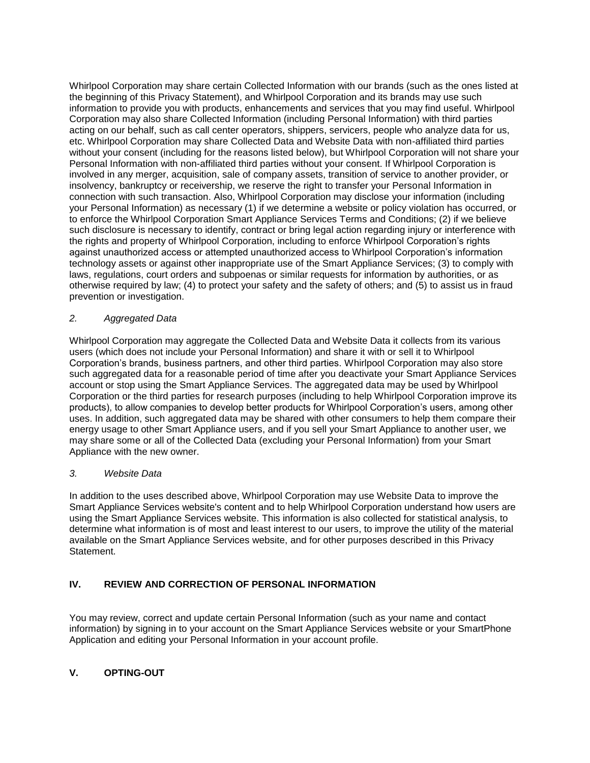Whirlpool Corporation may share certain Collected Information with our brands (such as the ones listed at the beginning of this Privacy Statement), and Whirlpool Corporation and its brands may use such information to provide you with products, enhancements and services that you may find useful. Whirlpool Corporation may also share Collected Information (including Personal Information) with third parties acting on our behalf, such as call center operators, shippers, servicers, people who analyze data for us, etc. Whirlpool Corporation may share Collected Data and Website Data with non-affiliated third parties without your consent (including for the reasons listed below), but Whirlpool Corporation will not share your Personal Information with non-affiliated third parties without your consent. If Whirlpool Corporation is involved in any merger, acquisition, sale of company assets, transition of service to another provider, or insolvency, bankruptcy or receivership, we reserve the right to transfer your Personal Information in connection with such transaction. Also, Whirlpool Corporation may disclose your information (including your Personal Information) as necessary (1) if we determine a website or policy violation has occurred, or to enforce the Whirlpool Corporation Smart Appliance Services Terms and Conditions; (2) if we believe such disclosure is necessary to identify, contract or bring legal action regarding injury or interference with the rights and property of Whirlpool Corporation, including to enforce Whirlpool Corporation's rights against unauthorized access or attempted unauthorized access to Whirlpool Corporation's information technology assets or against other inappropriate use of the Smart Appliance Services; (3) to comply with laws, regulations, court orders and subpoenas or similar requests for information by authorities, or as otherwise required by law; (4) to protect your safety and the safety of others; and (5) to assist us in fraud prevention or investigation.

*2. Aggregated Data*

Whirlpool Corporation may aggregate the Collected Data and Website Data it collects from its various users (which does not include your Personal Information) and share it with or sell it to Whirlpool Corporation's brands, business partners, and other third parties. Whirlpool Corporation may also store such aggregated data for a reasonable period of time after you deactivate your Smart Appliance Services account or stop using the Smart Appliance Services. The aggregated data may be used by Whirlpool Corporation or the third parties for research purposes (including to help Whirlpool Corporation improve its products), to allow companies to develop better products for Whirlpool Corporation's users, among other uses. In addition, such aggregated data may be shared with other consumers to help them compare their energy usage to other Smart Appliance users, and if you sell your Smart Appliance to another user, we may share some or all of the Collected Data (excluding your Personal Information) from your Smart Appliance with the new owner.

*3. Website Data*

In addition to the uses described above, Whirlpool Corporation may use Website Data to improve the Smart Appliance Services website's content and to help Whirlpool Corporation understand how users are using the Smart Appliance Services website. This information is also collected for statistical analysis, to determine what information is of most and least interest to our users, to improve the utility of the material available on the Smart Appliance Services website, and for other purposes described in this Privacy Statement.

## IV. REVIEW AND CORRECTION OF PERSONAL INFORMATION

You may review, correct and update certain Personal Information (such as your name and contact information) by signing in to your account on the Smart Appliance Services website or your SmartPhone Application and editing your Personal Information in your account profile.

## V. OPTING-OUT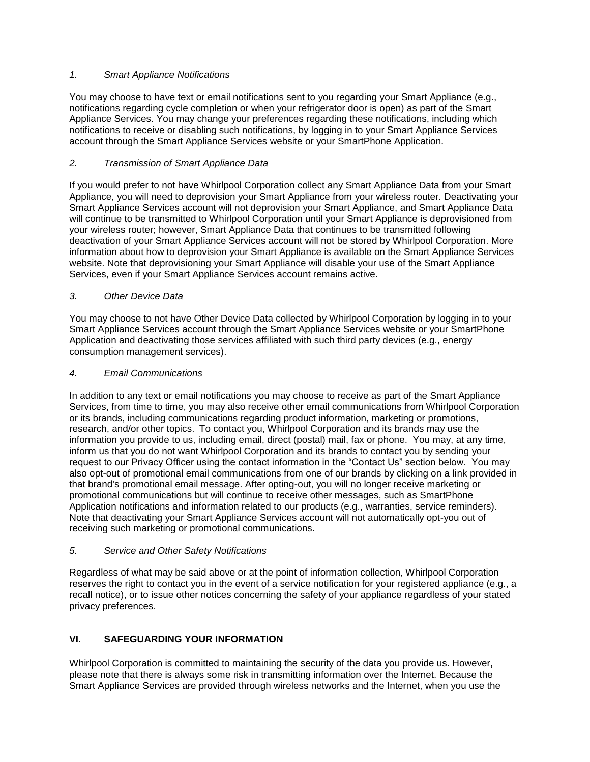*1. Smart Appliance Notifications*

You may choose to have text or email notifications sent to you regarding your Smart Appliance (e.g., notifications regarding cycle completion or when your refrigerator door is open) as part of the Smart Appliance Services. You may change your preferences regarding these notifications, including which notifications to receive or disabling such notifications, by logging in to your Smart Appliance Services account through the Smart Appliance Services website or your SmartPhone Application.

*2. Transmission of Smart Appliance Data*

If you would prefer to not have Whirlpool Corporation collect any Smart Appliance Data from your Smart Appliance, you will need to deprovision your Smart Appliance from your wireless router. Deactivating your Smart Appliance Services account will not deprovision your Smart Appliance, and Smart Appliance Data will continue to be transmitted to Whirlpool Corporation until your Smart Appliance is deprovisioned from your wireless router; however, Smart Appliance Data that continues to be transmitted following deactivation of your Smart Appliance Services account will not be stored by Whirlpool Corporation. More information about how to deprovision your Smart Appliance is available on the Smart Appliance Services website. Note that deprovisioning your Smart Appliance will disable your use of the Smart Appliance Services, even if your Smart Appliance Services account remains active.

*3. Other Device Data*

You may choose to not have Other Device Data collected by Whirlpool Corporation by logging in to your Smart Appliance Services account through the Smart Appliance Services website or your SmartPhone Application and deactivating those services affiliated with such third party devices (e.g., energy consumption management services).

*4. Email Communications*

In addition to any text or email notifications you may choose to receive as part of the Smart Appliance Services, from time to time, you may also receive other email communications from Whirlpool Corporation or its brands, including communications regarding product information, marketing or promotions, research, and/or other topics. To contact you, Whirlpool Corporation and its brands may use the information you provide to us, including email, direct (postal) mail, fax or phone. You may, at any time, inform us that you do not want Whirlpool Corporation and its brands to contact you by sending your request to our Privacy Officer using the contact information in the "Contact Us" section below. You may also opt-out of promotional email communications from one of our brands by clicking on a link provided in that brand's promotional email message. After opting-out, you will no longer receive marketing or promotional communications but will continue to receive other messages, such as SmartPhone Application notifications and information related to our products (e.g., warranties, service reminders). Note that deactivating your Smart Appliance Services account will not automatically opt-you out of receiving such marketing or promotional communications.

*5. Service and Other Safety Notifications*

Regardless of what may be said above or at the point of information collection, Whirlpool Corporation reserves the right to contact you in the event of a service notification for your registered appliance (e.g., a recall notice), or to issue other notices concerning the safety of your appliance regardless of your stated privacy preferences.

## VI. SAFEGUARDING YOUR INFORMATION

Whirlpool Corporation is committed to maintaining the security of the data you provide us. However, please note that there is always some risk in transmitting information over the Internet. Because the Smart Appliance Services are provided through wireless networks and the Internet, when you use the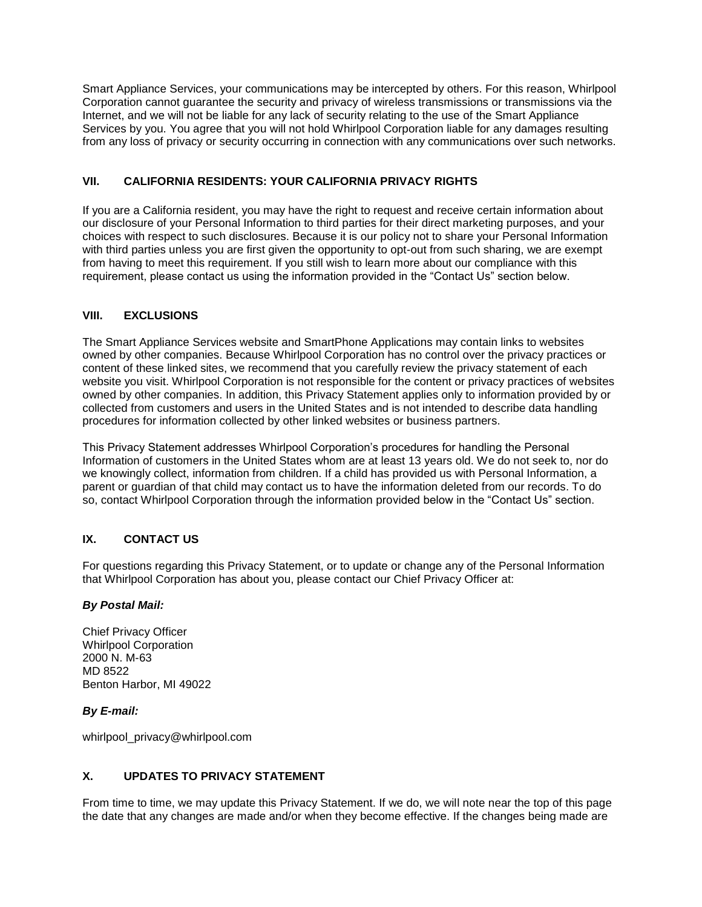Smart Appliance Services, your communications may be intercepted by others. For this reason, Whirlpool Corporation cannot guarantee the security and privacy of wireless transmissions or transmissions via the Internet, and we will not be liable for any lack of security relating to the use of the Smart Appliance Services by you. You agree that you will not hold Whirlpool Corporation liable for any damages resulting from any loss of privacy or security occurring in connection with any communications over such networks.

## VII. CALIFORNIA RESIDENTS: YOUR CALIFORNIA PRIVACY RIGHTS

If you are a California resident, you may have the right to request and receive certain information about our disclosure of your Personal Information to third parties for their direct marketing purposes, and your choices with respect to such disclosures. Because it is our policy not to share your Personal Information with third parties unless you are first given the opportunity to opt-out from such sharing, we are exempt from having to meet this requirement. If you still wish to learn more about our compliance with this requirement, please contact us using the information provided in the "Contact Us" section below.

## VIII. EXCLUSIONS

The Smart Appliance Services website and SmartPhone Applications may contain links to websites owned by other companies. Because Whirlpool Corporation has no control over the privacy practices or content of these linked sites, we recommend that you carefully review the privacy statement of each website you visit. Whirlpool Corporation is not responsible for the content or privacy practices of websites owned by other companies. In addition, this Privacy Statement applies only to information provided by or collected from customers and users in the United States and is not intended to describe data handling procedures for information collected by other linked websites or business partners.

This Privacy Statement addresses Whirlpool Corporation's procedures for handling the Personal Information of customers in the United States whom are at least 13 years old. We do not seek to, nor do we knowingly collect, information from children. If a child has provided us with Personal Information, a parent or guardian of that child may contact us to have the information deleted from our records. To do so, contact Whirlpool Corporation through the information provided below in the "Contact Us" section.

## IX. CONTACT US

For questions regarding this Privacy Statement, or to update or change any of the Personal Information that Whirlpool Corporation has about you, please contact our Chief Privacy Officer at:

***By Postal Mail:***

Chief Privacy Officer
Whirlpool Corporation
2000 N. M-63
MD 8522
Benton Harbor, MI 49022

***By E-mail:***

whirlpool_privacy@whirlpool.com

## X. UPDATES TO PRIVACY STATEMENT

From time to time, we may update this Privacy Statement. If we do, we will note near the top of this page the date that any changes are made and/or when they become effective. If the changes being made are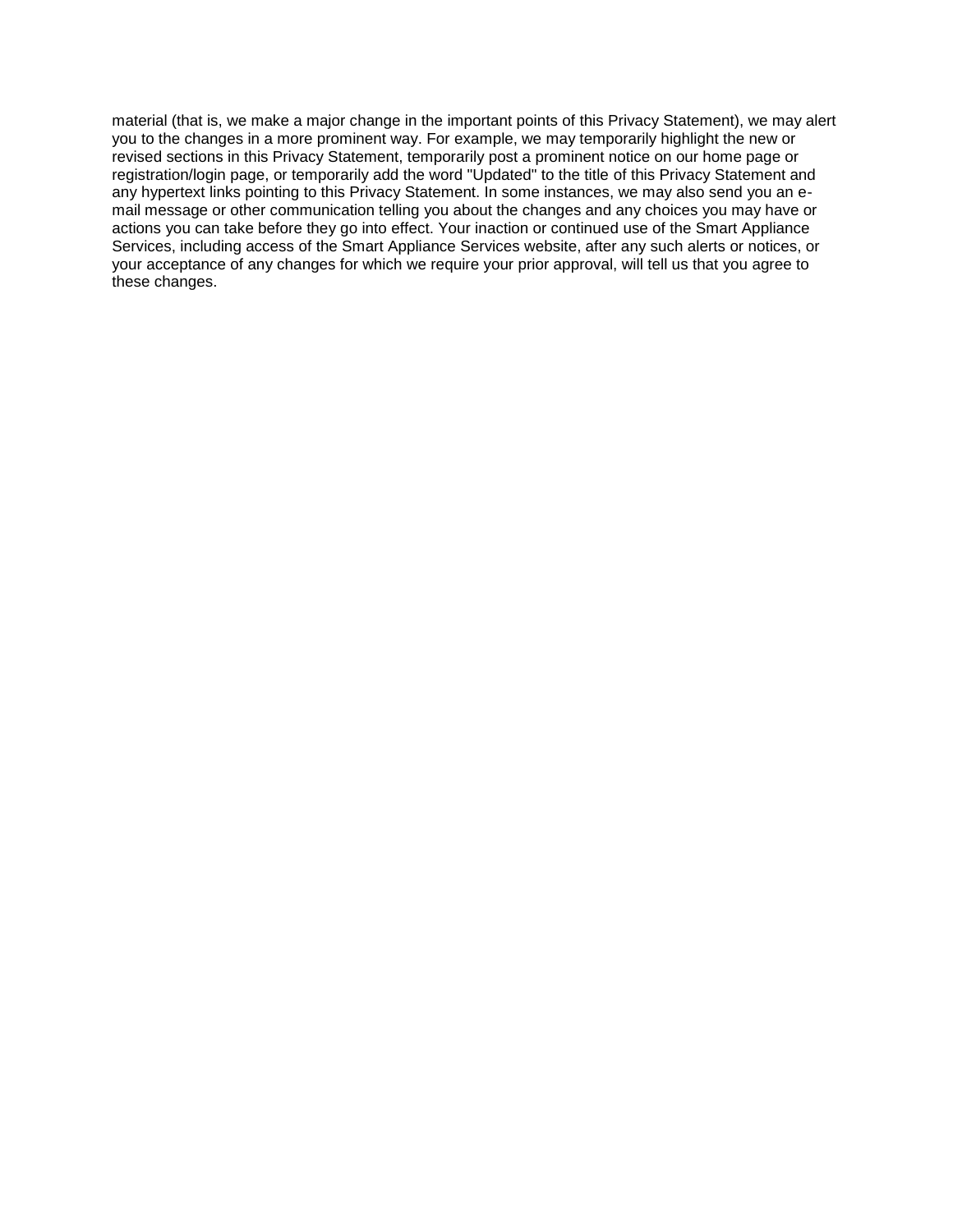material (that is, we make a major change in the important points of this Privacy Statement), we may alert you to the changes in a more prominent way. For example, we may temporarily highlight the new or revised sections in this Privacy Statement, temporarily post a prominent notice on our home page or registration/login page, or temporarily add the word "Updated" to the title of this Privacy Statement and any hypertext links pointing to this Privacy Statement. In some instances, we may also send you an e-mail message or other communication telling you about the changes and any choices you may have or actions you can take before they go into effect. Your inaction or continued use of the Smart Appliance Services, including access of the Smart Appliance Services website, after any such alerts or notices, or your acceptance of any changes for which we require your prior approval, will tell us that you agree to these changes.